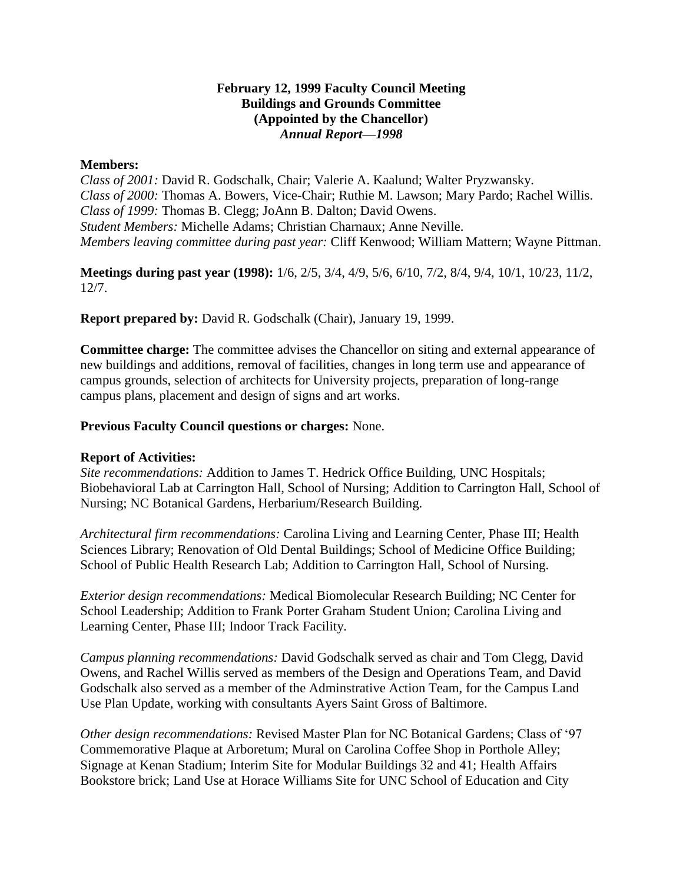**February 12, 1999 Faculty Council Meeting**
**Buildings and Grounds Committee**
**(Appointed by the Chancellor)**
***Annual Report—1998***

**Members:**
*Class of 2001:* David R. Godschalk, Chair; Valerie A. Kaalund; Walter Pryzwansky.
*Class of 2000:* Thomas A. Bowers, Vice-Chair; Ruthie M. Lawson; Mary Pardo; Rachel Willis.
*Class of 1999:* Thomas B. Clegg; JoAnn B. Dalton; David Owens.
*Student Members:* Michelle Adams; Christian Charnaux; Anne Neville.
*Members leaving committee during past year:* Cliff Kenwood; William Mattern; Wayne Pittman.

**Meetings during past year (1998):** 1/6, 2/5, 3/4, 4/9, 5/6, 6/10, 7/2, 8/4, 9/4, 10/1, 10/23, 11/2, 12/7.

**Report prepared by:** David R. Godschalk (Chair), January 19, 1999.

**Committee charge:** The committee advises the Chancellor on siting and external appearance of new buildings and additions, removal of facilities, changes in long term use and appearance of campus grounds, selection of architects for University projects, preparation of long-range campus plans, placement and design of signs and art works.

**Previous Faculty Council questions or charges:** None.

**Report of Activities:**
*Site recommendations:* Addition to James T. Hedrick Office Building, UNC Hospitals; Biobehavioral Lab at Carrington Hall, School of Nursing; Addition to Carrington Hall, School of Nursing; NC Botanical Gardens, Herbarium/Research Building.

*Architectural firm recommendations:* Carolina Living and Learning Center, Phase III; Health Sciences Library; Renovation of Old Dental Buildings; School of Medicine Office Building; School of Public Health Research Lab; Addition to Carrington Hall, School of Nursing.

*Exterior design recommendations:* Medical Biomolecular Research Building; NC Center for School Leadership; Addition to Frank Porter Graham Student Union; Carolina Living and Learning Center, Phase III; Indoor Track Facility.

*Campus planning recommendations:* David Godschalk served as chair and Tom Clegg, David Owens, and Rachel Willis served as members of the Design and Operations Team, and David Godschalk also served as a member of the Adminstrative Action Team, for the Campus Land Use Plan Update, working with consultants Ayers Saint Gross of Baltimore.

*Other design recommendations:* Revised Master Plan for NC Botanical Gardens; Class of '97 Commemorative Plaque at Arboretum; Mural on Carolina Coffee Shop in Porthole Alley; Signage at Kenan Stadium; Interim Site for Modular Buildings 32 and 41; Health Affairs Bookstore brick; Land Use at Horace Williams Site for UNC School of Education and City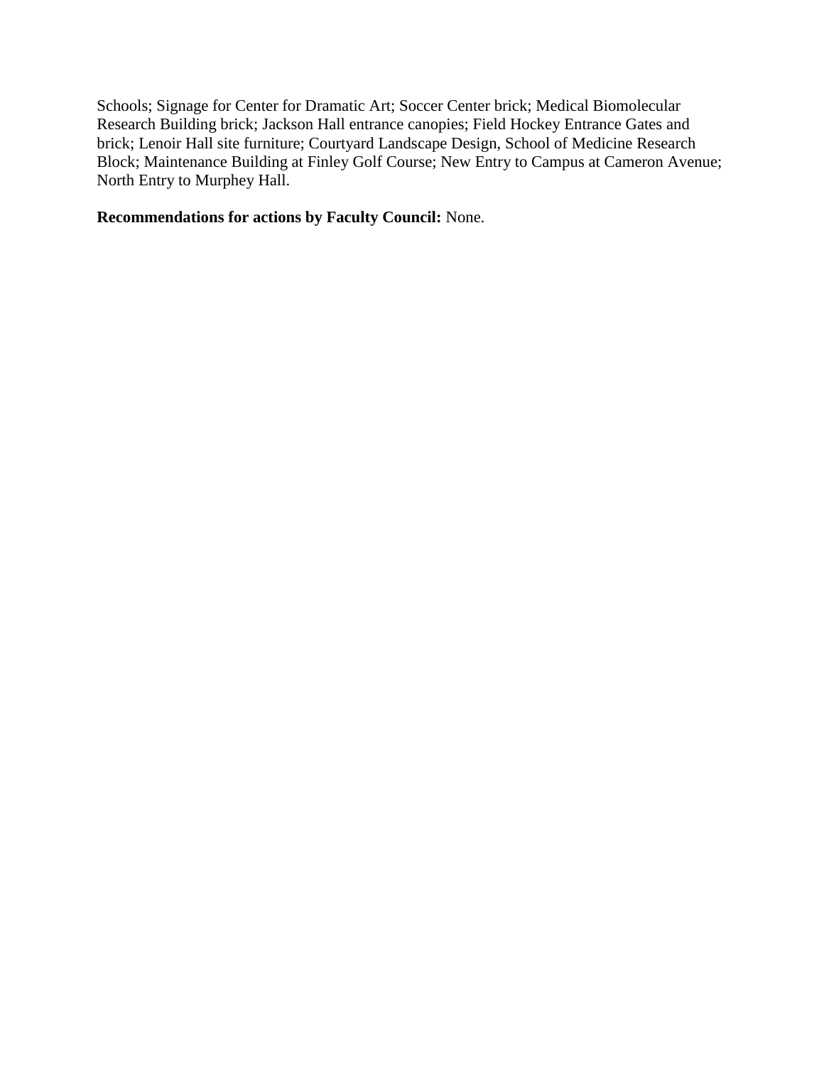Schools; Signage for Center for Dramatic Art; Soccer Center brick; Medical Biomolecular Research Building brick; Jackson Hall entrance canopies; Field Hockey Entrance Gates and brick; Lenoir Hall site furniture; Courtyard Landscape Design, School of Medicine Research Block; Maintenance Building at Finley Golf Course; New Entry to Campus at Cameron Avenue; North Entry to Murphey Hall.

**Recommendations for actions by Faculty Council:** None.